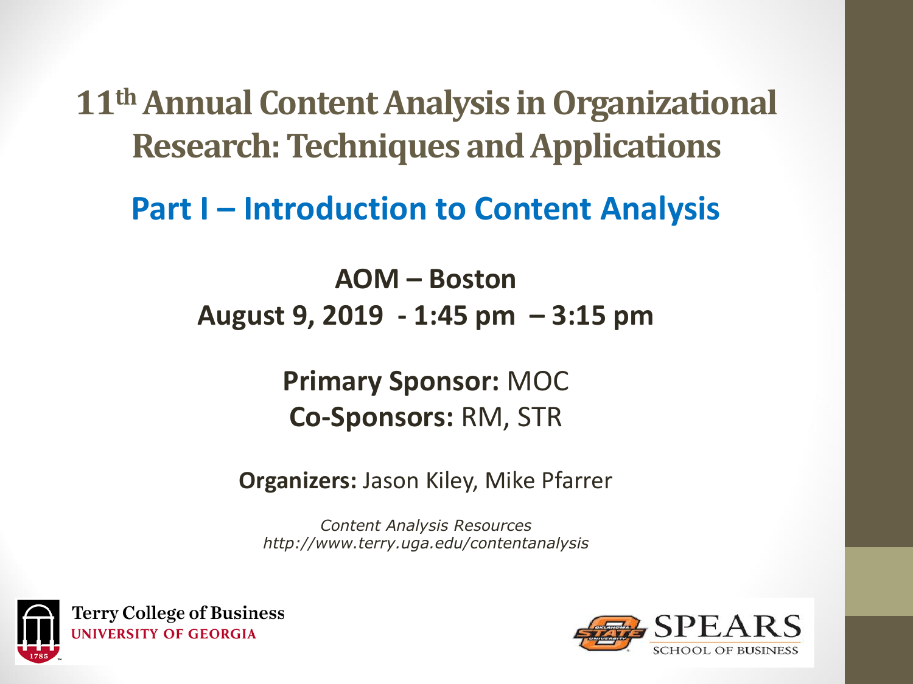# 11th Annual Content Analysis in Organizational Research: Techniques and Applications

## Part I – Introduction to Content Analysis

**AOM – Boston**
**August 9, 2019 - 1:45 pm – 3:15 pm**

**Primary Sponsor:** MOC
**Co-Sponsors:** RM, STR

**Organizers:** Jason Kiley, Mike Pfarrer

*Content Analysis Resources*
*http://www.terry.uga.edu/contentanalysis*

Terry College of Business
UNIVERSITY OF GEORGIA

SPEARS
SCHOOL OF BUSINESS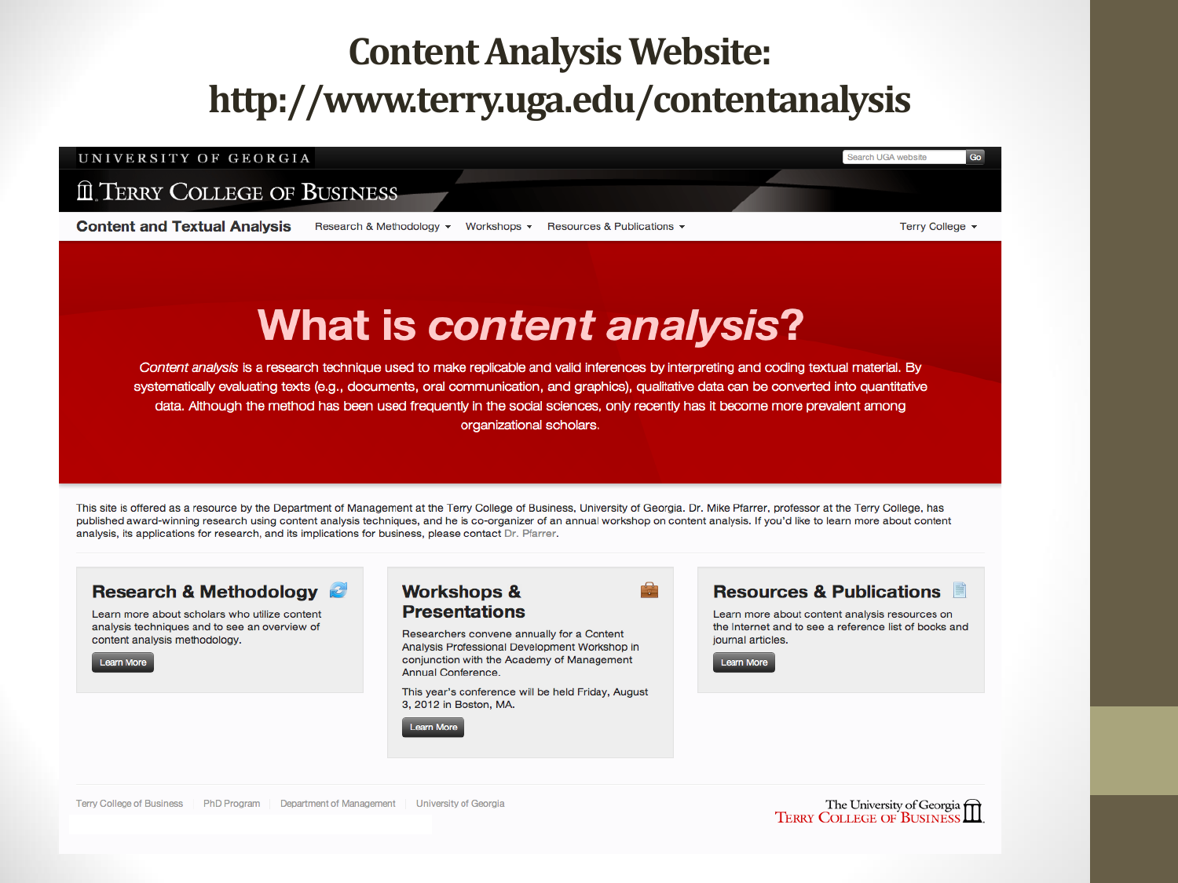# Content Analysis Website: http://www.terry.uga.edu/contentanalysis

UNIVERSITY OF GEORGIA

Search UGA website Go

TERRY COLLEGE OF BUSINESS

**Content and Textual Analysis** Research & Methodology ▾ Workshops ▾ Resources & Publications ▾ Terry College ▾

## What is *content analysis*?

*Content analysis* is a research technique used to make replicable and valid inferences by interpreting and coding textual material. By systematically evaluating texts (e.g., documents, oral communication, and graphics), qualitative data can be converted into quantitative data. Although the method has been used frequently in the social sciences, only recently has it become more prevalent among organizational scholars.

This site is offered as a resource by the Department of Management at the Terry College of Business, University of Georgia. Dr. Mike Pfarrer, professor at the Terry College, has published award-winning research using content analysis techniques, and he is co-organizer of an annual workshop on content analysis. If you'd like to learn more about content analysis, its applications for research, and its implications for business, please contact Dr. Pfarrer.

### Research & Methodology

Learn more about scholars who utilize content analysis techniques and to see an overview of content analysis methodology.

Learn More

### Workshops & Presentations

Researchers convene annually for a Content Analysis Professional Development Workshop in conjunction with the Academy of Management Annual Conference.

This year's conference will be held Friday, August 3, 2012 in Boston, MA.

Learn More

### Resources & Publications

Learn more about content analysis resources on the Internet and to see a reference list of books and journal articles.

Learn More

Terry College of Business | PhD Program | Department of Management | University of Georgia

The University of Georgia TERRY COLLEGE OF BUSINESS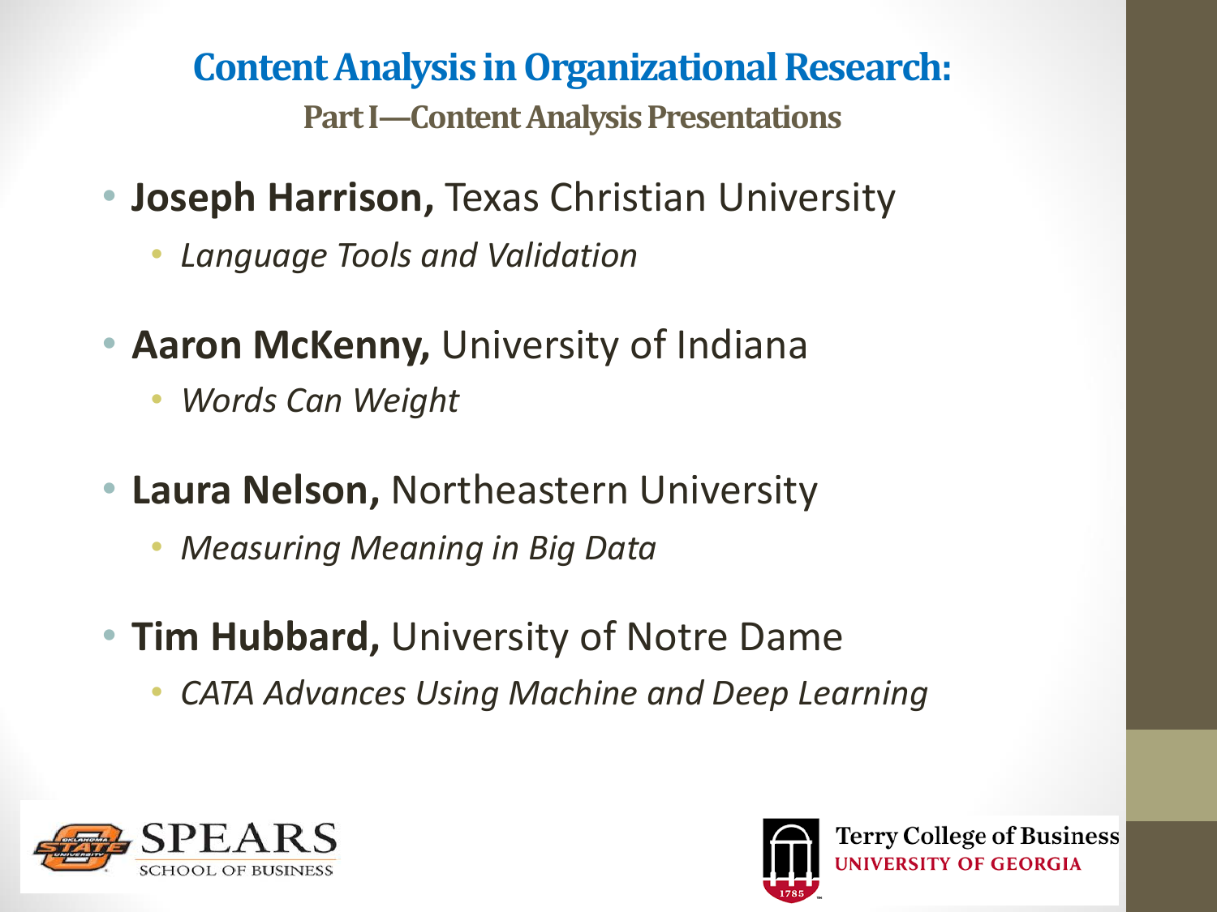# Content Analysis in Organizational Research:

## Part I—Content Analysis Presentations

- **Joseph Harrison,** Texas Christian University
  - *Language Tools and Validation*
- **Aaron McKenny,** University of Indiana
  - *Words Can Weight*
- **Laura Nelson,** Northeastern University
  - *Measuring Meaning in Big Data*
- **Tim Hubbard,** University of Notre Dame
  - *CATA Advances Using Machine and Deep Learning*

SPEARS SCHOOL OF BUSINESS

Terry College of Business UNIVERSITY OF GEORGIA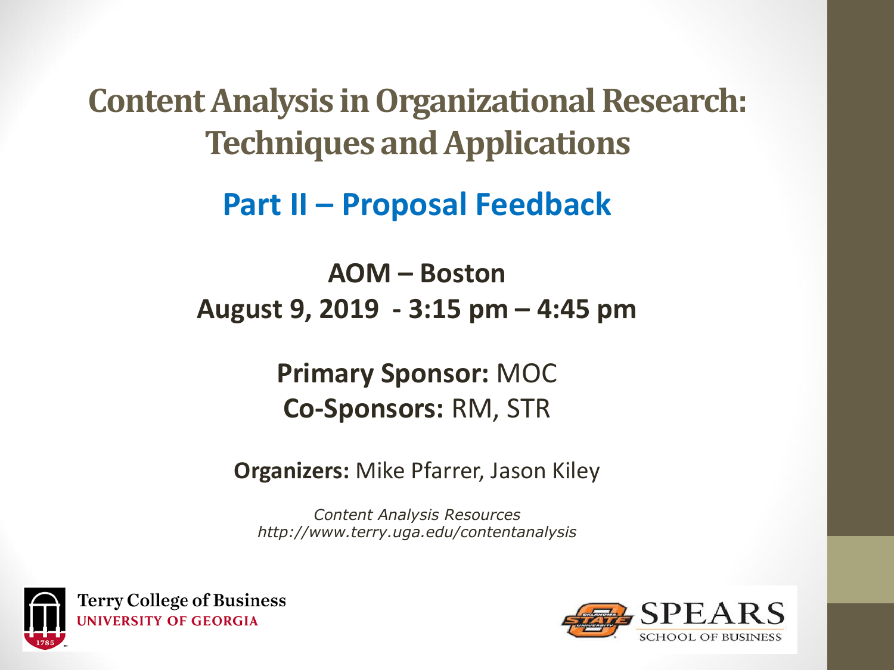# Content Analysis in Organizational Research: Techniques and Applications

## Part II – Proposal Feedback

**AOM – Boston**
**August 9, 2019 - 3:15 pm – 4:45 pm**

**Primary Sponsor:** MOC
**Co-Sponsors:** RM, STR

**Organizers:** Mike Pfarrer, Jason Kiley

*Content Analysis Resources*
*http://www.terry.uga.edu/contentanalysis*

Terry College of Business
UNIVERSITY OF GEORGIA

SPEARS
SCHOOL OF BUSINESS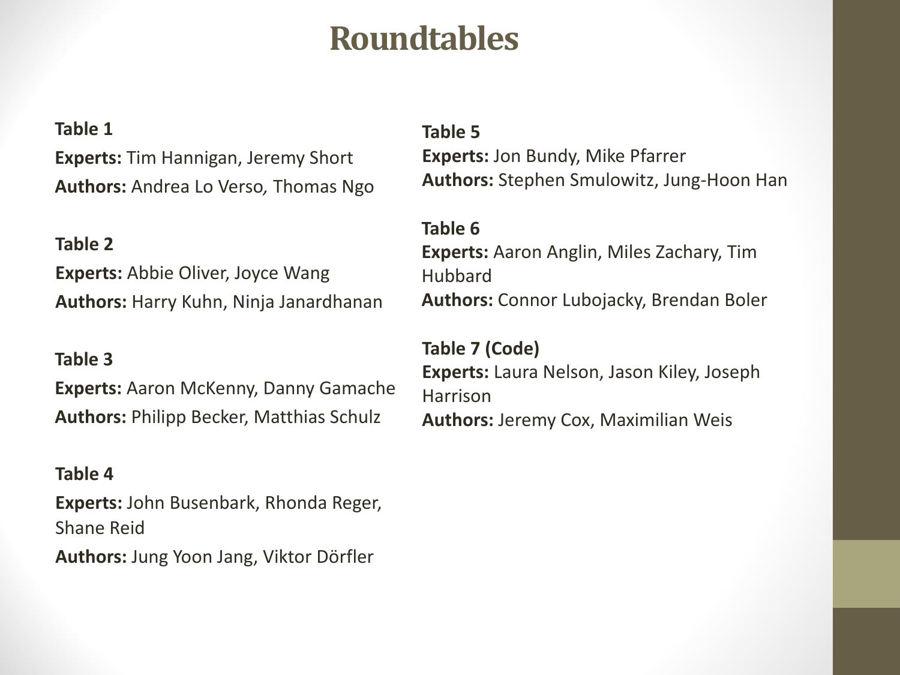# Roundtables

**Table 1**

**Experts:** Tim Hannigan, Jeremy Short

**Authors:** Andrea Lo Verso, Thomas Ngo

**Table 2**

**Experts:** Abbie Oliver, Joyce Wang

**Authors:** Harry Kuhn, Ninja Janardhanan

**Table 3**

**Experts:** Aaron McKenny, Danny Gamache

**Authors:** Philipp Becker, Matthias Schulz

**Table 4**

**Experts:** John Busenbark, Rhonda Reger, Shane Reid

**Authors:** Jung Yoon Jang, Viktor Dörfler

**Table 5**

**Experts:** Jon Bundy, Mike Pfarrer

**Authors:** Stephen Smulowitz, Jung-Hoon Han

**Table 6**

**Experts:** Aaron Anglin, Miles Zachary, Tim Hubbard

**Authors:** Connor Lubojacky, Brendan Boler

**Table 7 (Code)**

**Experts:** Laura Nelson, Jason Kiley, Joseph Harrison

**Authors:** Jeremy Cox, Maximilian Weis